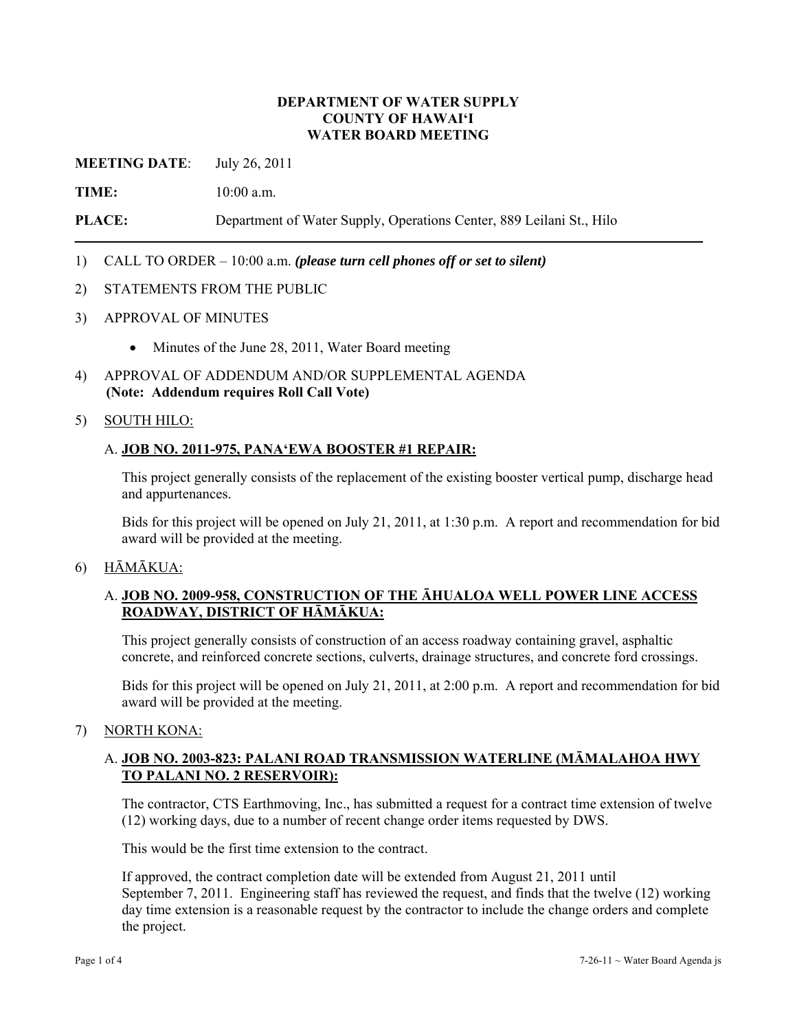**DEPARTMENT OF WATER SUPPLY**
**COUNTY OF HAWAI'I**
**WATER BOARD MEETING**

**MEETING DATE**: July 26, 2011

**TIME:** 10:00 a.m.

**PLACE:** Department of Water Supply, Operations Center, 889 Leilani St., Hilo

---

1) CALL TO ORDER – 10:00 a.m. ***(please turn cell phones off or set to silent)***

2) STATEMENTS FROM THE PUBLIC

3) APPROVAL OF MINUTES

   - Minutes of the June 28, 2011, Water Board meeting

4) APPROVAL OF ADDENDUM AND/OR SUPPLEMENTAL AGENDA
   **(Note: Addendum requires Roll Call Vote)**

5) SOUTH HILO:

   A. **JOB NO. 2011-975, PANA'EWA BOOSTER #1 REPAIR:**

   This project generally consists of the replacement of the existing booster vertical pump, discharge head and appurtenances.

   Bids for this project will be opened on July 21, 2011, at 1:30 p.m. A report and recommendation for bid award will be provided at the meeting.

6) HĀMĀKUA:

   A. **JOB NO. 2009-958, CONSTRUCTION OF THE ĀHUALOA WELL POWER LINE ACCESS ROADWAY, DISTRICT OF HĀMĀKUA:**

   This project generally consists of construction of an access roadway containing gravel, asphaltic concrete, and reinforced concrete sections, culverts, drainage structures, and concrete ford crossings.

   Bids for this project will be opened on July 21, 2011, at 2:00 p.m. A report and recommendation for bid award will be provided at the meeting.

7) NORTH KONA:

   A. **JOB NO. 2003-823: PALANI ROAD TRANSMISSION WATERLINE (MĀMALAHOA HWY TO PALANI NO. 2 RESERVOIR):**

   The contractor, CTS Earthmoving, Inc., has submitted a request for a contract time extension of twelve (12) working days, due to a number of recent change order items requested by DWS.

   This would be the first time extension to the contract.

   If approved, the contract completion date will be extended from August 21, 2011 until September 7, 2011. Engineering staff has reviewed the request, and finds that the twelve (12) working day time extension is a reasonable request by the contractor to include the change orders and complete the project.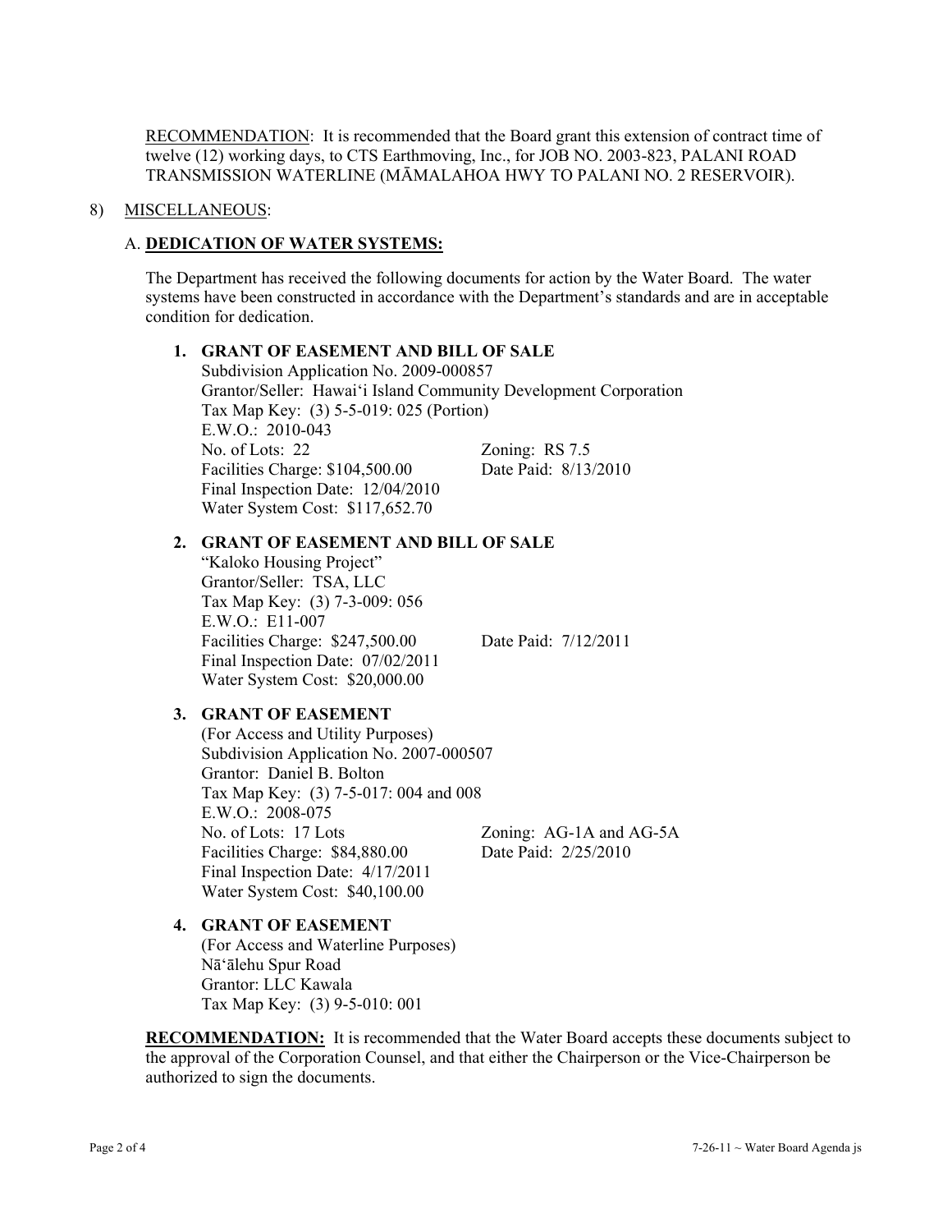RECOMMENDATION: It is recommended that the Board grant this extension of contract time of twelve (12) working days, to CTS Earthmoving, Inc., for JOB NO. 2003-823, PALANI ROAD TRANSMISSION WATERLINE (MĀMALAHOA HWY TO PALANI NO. 2 RESERVOIR).

8) MISCELLANEOUS:

A. **DEDICATION OF WATER SYSTEMS:**

The Department has received the following documents for action by the Water Board. The water systems have been constructed in accordance with the Department's standards and are in acceptable condition for dedication.

1. **GRANT OF EASEMENT AND BILL OF SALE**
   Subdivision Application No. 2009-000857
   Grantor/Seller: Hawai'i Island Community Development Corporation
   Tax Map Key: (3) 5-5-019: 025 (Portion)
   E.W.O.: 2010-043
   No. of Lots: 22 Zoning: RS 7.5
   Facilities Charge: $104,500.00 Date Paid: 8/13/2010
   Final Inspection Date: 12/04/2010
   Water System Cost: $117,652.70

2. **GRANT OF EASEMENT AND BILL OF SALE**
   "Kaloko Housing Project"
   Grantor/Seller: TSA, LLC
   Tax Map Key: (3) 7-3-009: 056
   E.W.O.: E11-007
   Facilities Charge: $247,500.00 Date Paid: 7/12/2011
   Final Inspection Date: 07/02/2011
   Water System Cost: $20,000.00

3. **GRANT OF EASEMENT**
   (For Access and Utility Purposes)
   Subdivision Application No. 2007-000507
   Grantor: Daniel B. Bolton
   Tax Map Key: (3) 7-5-017: 004 and 008
   E.W.O.: 2008-075
   No. of Lots: 17 Lots Zoning: AG-1A and AG-5A
   Facilities Charge: $84,880.00 Date Paid: 2/25/2010
   Final Inspection Date: 4/17/2011
   Water System Cost: $40,100.00

4. **GRANT OF EASEMENT**
   (For Access and Waterline Purposes)
   Nā'ālehu Spur Road
   Grantor: LLC Kawala
   Tax Map Key: (3) 9-5-010: 001

**RECOMMENDATION:** It is recommended that the Water Board accepts these documents subject to the approval of the Corporation Counsel, and that either the Chairperson or the Vice-Chairperson be authorized to sign the documents.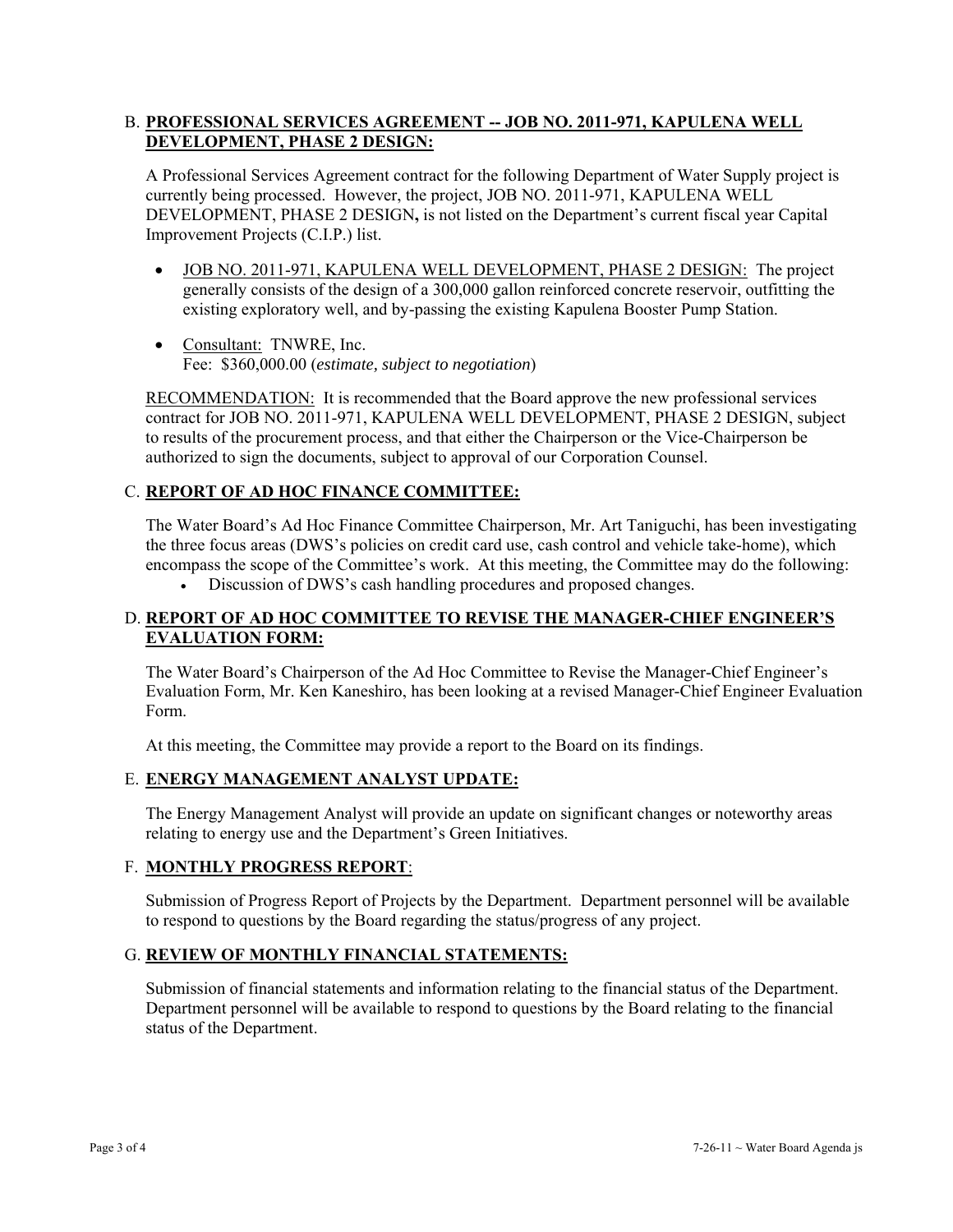B. **<u>PROFESSIONAL SERVICES AGREEMENT -- JOB NO. 2011-971, KAPULENA WELL DEVELOPMENT, PHASE 2 DESIGN:</u>**

A Professional Services Agreement contract for the following Department of Water Supply project is currently being processed. However, the project, JOB NO. 2011-971, KAPULENA WELL DEVELOPMENT, PHASE 2 DESIGN**,** is not listed on the Department's current fiscal year Capital Improvement Projects (C.I.P.) list.

- <u>JOB NO. 2011-971, KAPULENA WELL DEVELOPMENT, PHASE 2 DESIGN:</u> The project generally consists of the design of a 300,000 gallon reinforced concrete reservoir, outfitting the existing exploratory well, and by-passing the existing Kapulena Booster Pump Station.
- <u>Consultant:</u> TNWRE, Inc.
  Fee: $360,000.00 (*estimate, subject to negotiation*)

<u>RECOMMENDATION:</u> It is recommended that the Board approve the new professional services contract for JOB NO. 2011-971, KAPULENA WELL DEVELOPMENT, PHASE 2 DESIGN, subject to results of the procurement process, and that either the Chairperson or the Vice-Chairperson be authorized to sign the documents, subject to approval of our Corporation Counsel.

C. **<u>REPORT OF AD HOC FINANCE COMMITTEE:</u>**

The Water Board's Ad Hoc Finance Committee Chairperson, Mr. Art Taniguchi, has been investigating the three focus areas (DWS's policies on credit card use, cash control and vehicle take-home), which encompass the scope of the Committee's work. At this meeting, the Committee may do the following:

- Discussion of DWS's cash handling procedures and proposed changes.

D. **<u>REPORT OF AD HOC COMMITTEE TO REVISE THE MANAGER-CHIEF ENGINEER'S EVALUATION FORM:</u>**

The Water Board's Chairperson of the Ad Hoc Committee to Revise the Manager-Chief Engineer's Evaluation Form, Mr. Ken Kaneshiro, has been looking at a revised Manager-Chief Engineer Evaluation Form.

At this meeting, the Committee may provide a report to the Board on its findings.

E. **<u>ENERGY MANAGEMENT ANALYST UPDATE:</u>**

The Energy Management Analyst will provide an update on significant changes or noteworthy areas relating to energy use and the Department's Green Initiatives.

F. **<u>MONTHLY PROGRESS REPORT</u>**:

Submission of Progress Report of Projects by the Department. Department personnel will be available to respond to questions by the Board regarding the status/progress of any project.

G. **<u>REVIEW OF MONTHLY FINANCIAL STATEMENTS:</u>**

Submission of financial statements and information relating to the financial status of the Department. Department personnel will be available to respond to questions by the Board relating to the financial status of the Department.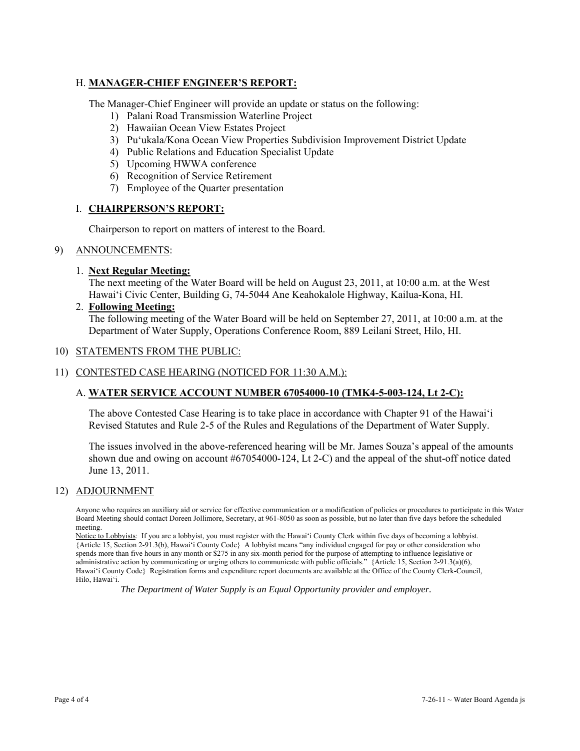H. **MANAGER-CHIEF ENGINEER'S REPORT:**

The Manager-Chief Engineer will provide an update or status on the following:

1) Palani Road Transmission Waterline Project
2) Hawaiian Ocean View Estates Project
3) Pu'ukala/Kona Ocean View Properties Subdivision Improvement District Update
4) Public Relations and Education Specialist Update
5) Upcoming HWWA conference
6) Recognition of Service Retirement
7) Employee of the Quarter presentation

I. **CHAIRPERSON'S REPORT:**

Chairperson to report on matters of interest to the Board.

9) ANNOUNCEMENTS:

1. **Next Regular Meeting:**
   The next meeting of the Water Board will be held on August 23, 2011, at 10:00 a.m. at the West Hawai'i Civic Center, Building G, 74-5044 Ane Keahokalole Highway, Kailua-Kona, HI.
2. **Following Meeting:**
   The following meeting of the Water Board will be held on September 27, 2011, at 10:00 a.m. at the Department of Water Supply, Operations Conference Room, 889 Leilani Street, Hilo, HI.

10) STATEMENTS FROM THE PUBLIC:

11) CONTESTED CASE HEARING (NOTICED FOR 11:30 A.M.):

A. **WATER SERVICE ACCOUNT NUMBER 67054000-10 (TMK4-5-003-124, Lt 2-C):**

The above Contested Case Hearing is to take place in accordance with Chapter 91 of the Hawai'i Revised Statutes and Rule 2-5 of the Rules and Regulations of the Department of Water Supply.

The issues involved in the above-referenced hearing will be Mr. James Souza's appeal of the amounts shown due and owing on account #67054000-124, Lt 2-C) and the appeal of the shut-off notice dated June 13, 2011.

12) ADJOURNMENT

Anyone who requires an auxiliary aid or service for effective communication or a modification of policies or procedures to participate in this Water Board Meeting should contact Doreen Jollimore, Secretary, at 961-8050 as soon as possible, but no later than five days before the scheduled meeting.

Notice to Lobbyists: If you are a lobbyist, you must register with the Hawai'i County Clerk within five days of becoming a lobbyist. {Article 15, Section 2-91.3(b), Hawai'i County Code} A lobbyist means "any individual engaged for pay or other consideration who spends more than five hours in any month or $275 in any six-month period for the purpose of attempting to influence legislative or administrative action by communicating or urging others to communicate with public officials." {Article 15, Section 2-91.3(a)(6), Hawai'i County Code} Registration forms and expenditure report documents are available at the Office of the County Clerk-Council, Hilo, Hawai'i.

*The Department of Water Supply is an Equal Opportunity provider and employer.*